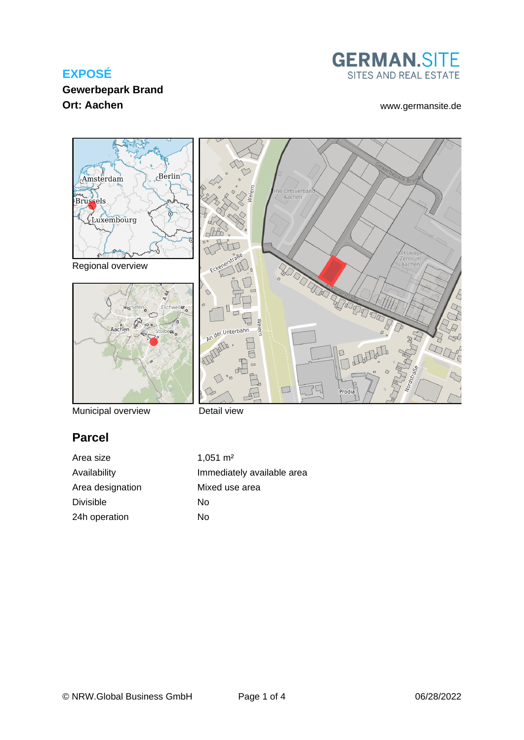# EXPOSÉ

**Gewerbepark Brand**

**Ort: Aachen**

GERMAN.SITE
SITES AND REAL ESTATE

www.germansite.de

Regional overview

Municipal overview

Detail view

## Parcel

| Area size | 1,051 m² |
|---|---|
| Availability | Immediately available area |
| Area designation | Mixed use area |
| Divisible | No |
| 24h operation | No |

© NRW.Global Business GmbH

06/28/2022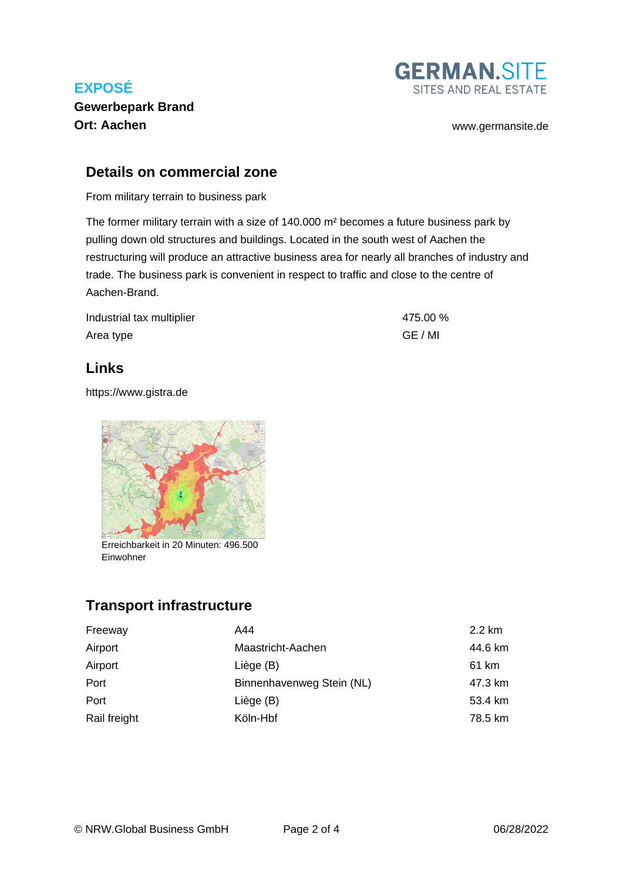**EXPOSÉ**

**Gewerbepark Brand**

**Ort: Aachen**

GERMAN.SITE
SITES AND REAL ESTATE

www.germansite.de

## Details on commercial zone

From military terrain to business park

The former military terrain with a size of 140.000 m² becomes a future business park by pulling down old structures and buildings. Located in the south west of Aachen the restructuring will produce an attractive business area for nearly all branches of industry and trade. The business park is convenient in respect to traffic and close to the centre of Aachen-Brand.

| | |
|---|---|
| Industrial tax multiplier | 475.00 % |
| Area type | GE / MI |

## Links

https://www.gistra.de

Erreichbarkeit in 20 Minuten: 496.500 Einwohner

## Transport infrastructure

| | | |
|---|---|---|
| Freeway | A44 | 2.2 km |
| Airport | Maastricht-Aachen | 44.6 km |
| Airport | Liège (B) | 61 km |
| Port | Binnenhavenweg Stein (NL) | 47.3 km |
| Port | Liège (B) | 53.4 km |
| Rail freight | Köln-Hbf | 78.5 km |

© NRW.Global Business GmbH 06/28/2022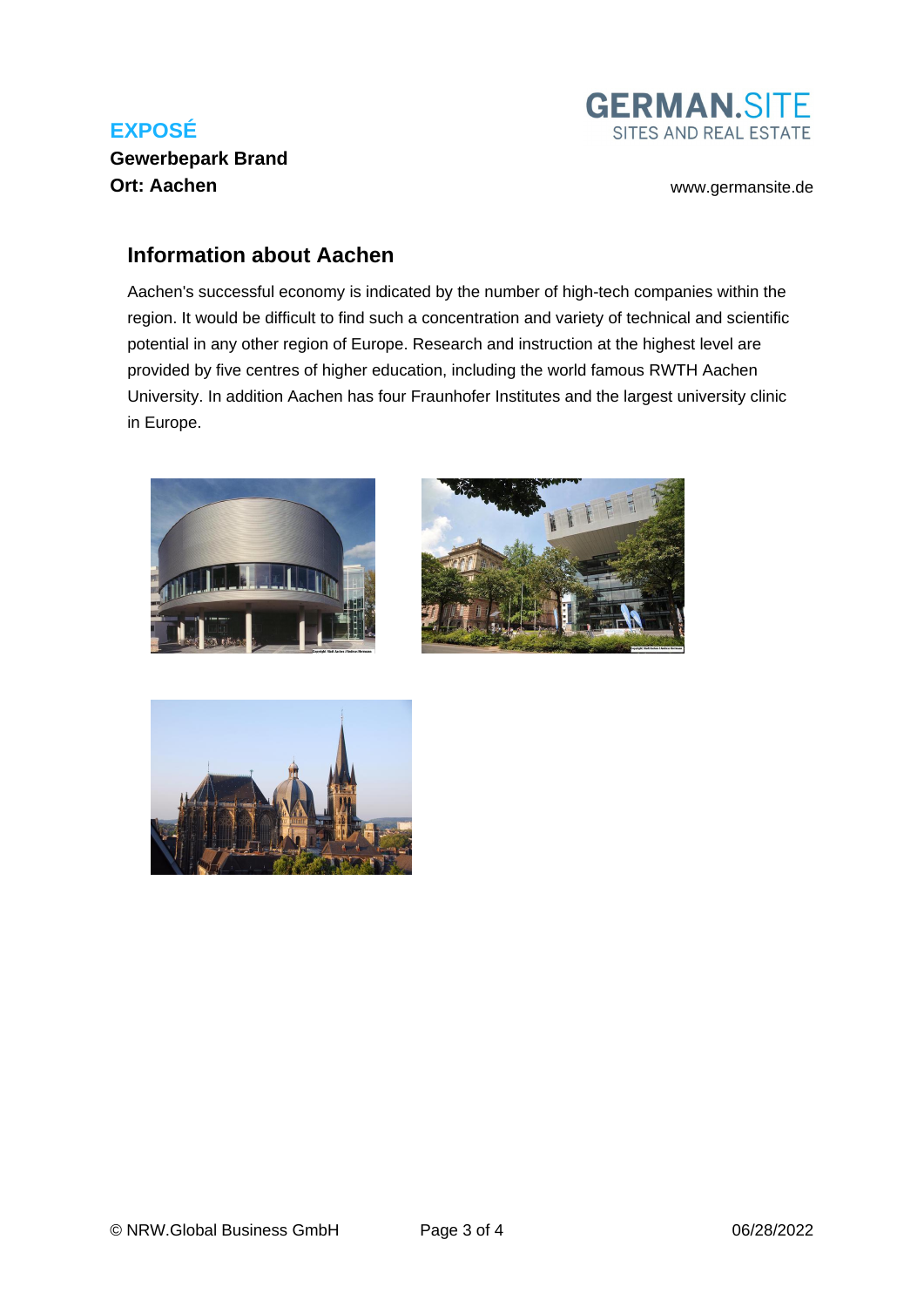## Information about Aachen

Aachen's successful economy is indicated by the number of high-tech companies within the region. It would be difficult to find such a concentration and variety of technical and scientific potential in any other region of Europe. Research and instruction at the highest level are provided by five centres of higher education, including the world famous RWTH Aachen University. In addition Aachen has four Fraunhofer Institutes and the largest university clinic in Europe.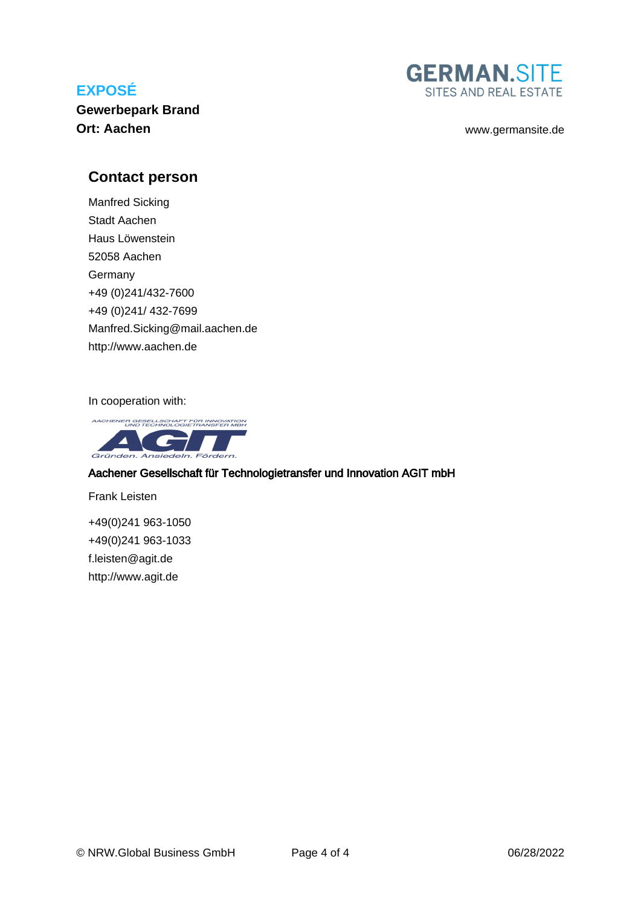## Contact person

Manfred Sicking
Stadt Aachen
Haus Löwenstein
52058 Aachen
Germany
+49 (0)241/432-7600
+49 (0)241/ 432-7699
Manfred.Sicking@mail.aachen.de
http://www.aachen.de

In cooperation with:

**Aachener Gesellschaft für Technologietransfer und Innovation AGIT mbH**

Frank Leisten

+49(0)241 963-1050
+49(0)241 963-1033
f.leisten@agit.de
http://www.agit.de